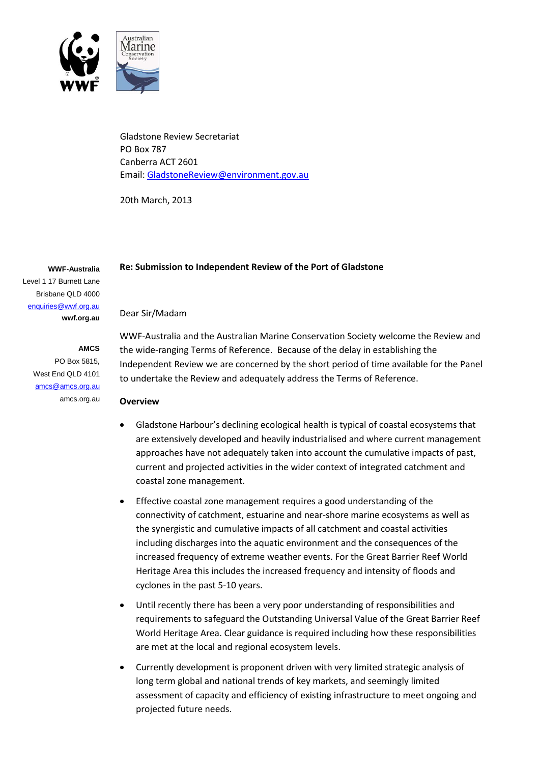Gladstone Review Secretariat
PO Box 787
Canberra ACT 2601
Email: GladstoneReview@environment.gov.au

20th March, 2013

**WWF-Australia**
Level 1 17 Burnett Lane
Brisbane QLD 4000
enquiries@wwf.org.au
**wwf.org.au**

**AMCS**
PO Box 5815,
West End QLD 4101
amcs@amcs.org.au
amcs.org.au

**Re: Submission to Independent Review of the Port of Gladstone**

Dear Sir/Madam

WWF-Australia and the Australian Marine Conservation Society welcome the Review and the wide-ranging Terms of Reference. Because of the delay in establishing the Independent Review we are concerned by the short period of time available for the Panel to undertake the Review and adequately address the Terms of Reference.

**Overview**

- Gladstone Harbour's declining ecological health is typical of coastal ecosystems that are extensively developed and heavily industrialised and where current management approaches have not adequately taken into account the cumulative impacts of past, current and projected activities in the wider context of integrated catchment and coastal zone management.
- Effective coastal zone management requires a good understanding of the connectivity of catchment, estuarine and near-shore marine ecosystems as well as the synergistic and cumulative impacts of all catchment and coastal activities including discharges into the aquatic environment and the consequences of the increased frequency of extreme weather events. For the Great Barrier Reef World Heritage Area this includes the increased frequency and intensity of floods and cyclones in the past 5-10 years.
- Until recently there has been a very poor understanding of responsibilities and requirements to safeguard the Outstanding Universal Value of the Great Barrier Reef World Heritage Area. Clear guidance is required including how these responsibilities are met at the local and regional ecosystem levels.
- Currently development is proponent driven with very limited strategic analysis of long term global and national trends of key markets, and seemingly limited assessment of capacity and efficiency of existing infrastructure to meet ongoing and projected future needs.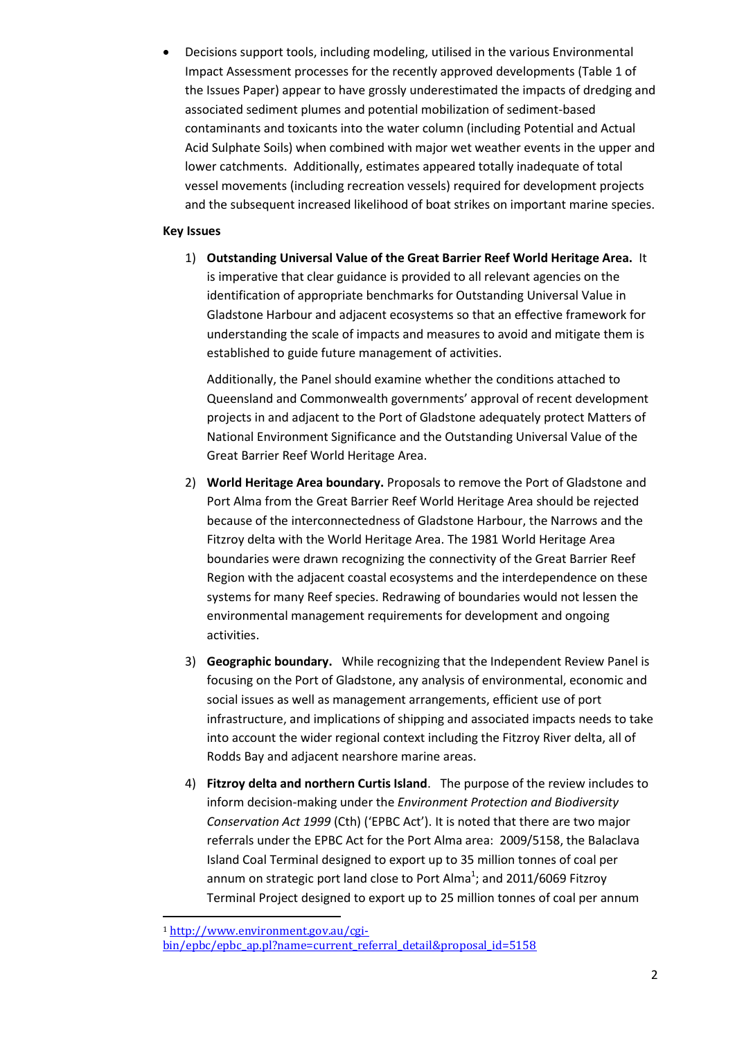- Decisions support tools, including modeling, utilised in the various Environmental Impact Assessment processes for the recently approved developments (Table 1 of the Issues Paper) appear to have grossly underestimated the impacts of dredging and associated sediment plumes and potential mobilization of sediment-based contaminants and toxicants into the water column (including Potential and Actual Acid Sulphate Soils) when combined with major wet weather events in the upper and lower catchments. Additionally, estimates appeared totally inadequate of total vessel movements (including recreation vessels) required for development projects and the subsequent increased likelihood of boat strikes on important marine species.

**Key Issues**

1) **Outstanding Universal Value of the Great Barrier Reef World Heritage Area.** It is imperative that clear guidance is provided to all relevant agencies on the identification of appropriate benchmarks for Outstanding Universal Value in Gladstone Harbour and adjacent ecosystems so that an effective framework for understanding the scale of impacts and measures to avoid and mitigate them is established to guide future management of activities.

   Additionally, the Panel should examine whether the conditions attached to Queensland and Commonwealth governments' approval of recent development projects in and adjacent to the Port of Gladstone adequately protect Matters of National Environment Significance and the Outstanding Universal Value of the Great Barrier Reef World Heritage Area.

2) **World Heritage Area boundary.** Proposals to remove the Port of Gladstone and Port Alma from the Great Barrier Reef World Heritage Area should be rejected because of the interconnectedness of Gladstone Harbour, the Narrows and the Fitzroy delta with the World Heritage Area. The 1981 World Heritage Area boundaries were drawn recognizing the connectivity of the Great Barrier Reef Region with the adjacent coastal ecosystems and the interdependence on these systems for many Reef species. Redrawing of boundaries would not lessen the environmental management requirements for development and ongoing activities.

3) **Geographic boundary.** While recognizing that the Independent Review Panel is focusing on the Port of Gladstone, any analysis of environmental, economic and social issues as well as management arrangements, efficient use of port infrastructure, and implications of shipping and associated impacts needs to take into account the wider regional context including the Fitzroy River delta, all of Rodds Bay and adjacent nearshore marine areas.

4) **Fitzroy delta and northern Curtis Island**. The purpose of the review includes to inform decision-making under the *Environment Protection and Biodiversity Conservation Act 1999* (Cth) ('EPBC Act'). It is noted that there are two major referrals under the EPBC Act for the Port Alma area: 2009/5158, the Balaclava Island Coal Terminal designed to export up to 35 million tonnes of coal per annum on strategic port land close to Port Alma[1]; and 2011/6069 Fitzroy Terminal Project designed to export up to 25 million tonnes of coal per annum

[1] http://www.environment.gov.au/cgi-bin/epbc/epbc_ap.pl?name=current_referral_detail&proposal_id=5158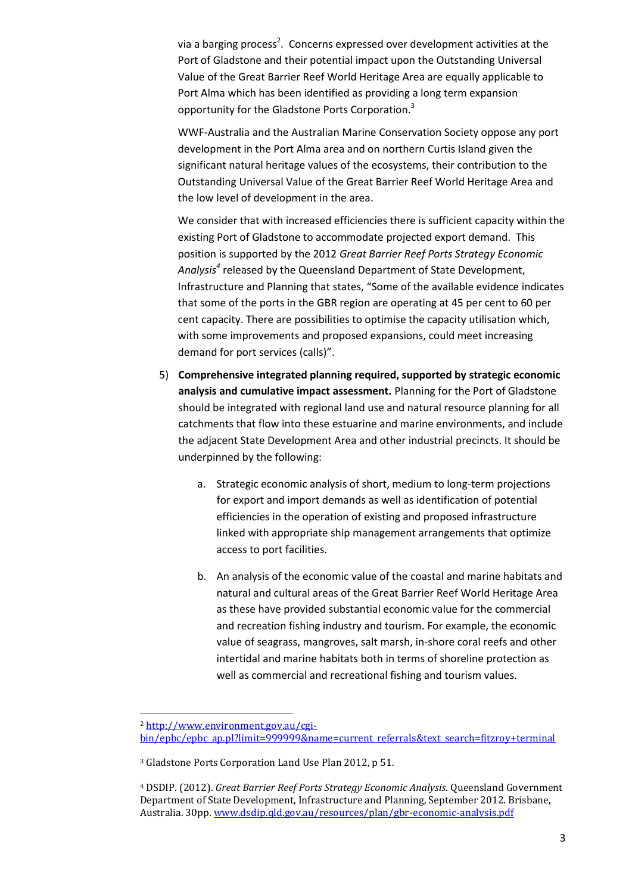via a barging process[2]. Concerns expressed over development activities at the Port of Gladstone and their potential impact upon the Outstanding Universal Value of the Great Barrier Reef World Heritage Area are equally applicable to Port Alma which has been identified as providing a long term expansion opportunity for the Gladstone Ports Corporation.[3]

WWF-Australia and the Australian Marine Conservation Society oppose any port development in the Port Alma area and on northern Curtis Island given the significant natural heritage values of the ecosystems, their contribution to the Outstanding Universal Value of the Great Barrier Reef World Heritage Area and the low level of development in the area.

We consider that with increased efficiencies there is sufficient capacity within the existing Port of Gladstone to accommodate projected export demand. This position is supported by the 2012 *Great Barrier Reef Ports Strategy Economic Analysis*[4] released by the Queensland Department of State Development, Infrastructure and Planning that states, "Some of the available evidence indicates that some of the ports in the GBR region are operating at 45 per cent to 60 per cent capacity. There are possibilities to optimise the capacity utilisation which, with some improvements and proposed expansions, could meet increasing demand for port services (calls)".

5) **Comprehensive integrated planning required, supported by strategic economic analysis and cumulative impact assessment.** Planning for the Port of Gladstone should be integrated with regional land use and natural resource planning for all catchments that flow into these estuarine and marine environments, and include the adjacent State Development Area and other industrial precincts. It should be underpinned by the following:

    a. Strategic economic analysis of short, medium to long-term projections for export and import demands as well as identification of potential efficiencies in the operation of existing and proposed infrastructure linked with appropriate ship management arrangements that optimize access to port facilities.

    b. An analysis of the economic value of the coastal and marine habitats and natural and cultural areas of the Great Barrier Reef World Heritage Area as these have provided substantial economic value for the commercial and recreation fishing industry and tourism. For example, the economic value of seagrass, mangroves, salt marsh, in-shore coral reefs and other intertidal and marine habitats both in terms of shoreline protection as well as commercial and recreational fishing and tourism values.

---

[2] http://www.environment.gov.au/cgi-bin/epbc/epbc_ap.pl?limit=999999&name=current_referrals&text_search=fitzroy+terminal

[3] Gladstone Ports Corporation Land Use Plan 2012, p 51.

[4] DSDIP. (2012). *Great Barrier Reef Ports Strategy Economic Analysis*. Queensland Government Department of State Development, Infrastructure and Planning, September 2012. Brisbane, Australia. 30pp. www.dsdip.qld.gov.au/resources/plan/gbr-economic-analysis.pdf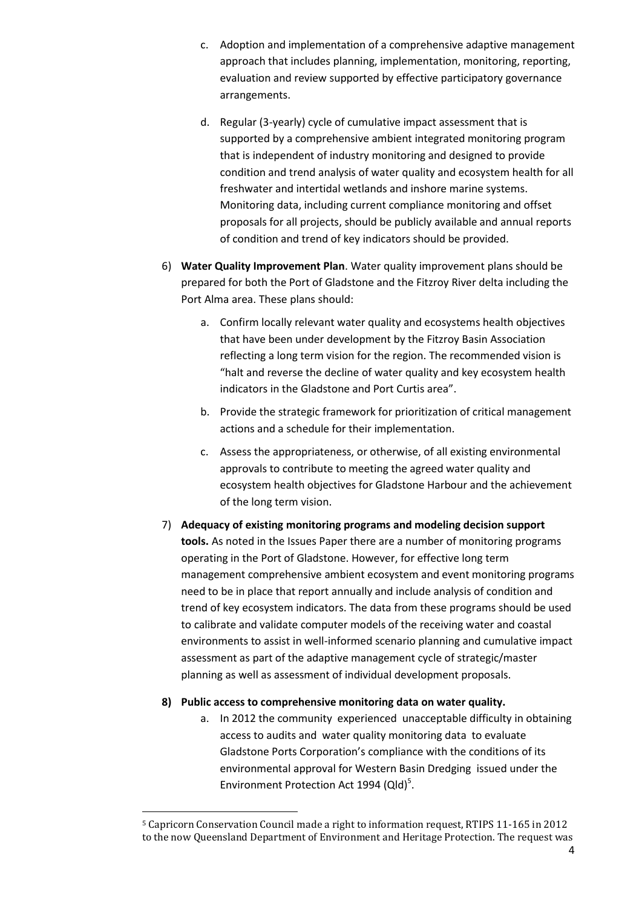c. Adoption and implementation of a comprehensive adaptive management approach that includes planning, implementation, monitoring, reporting, evaluation and review supported by effective participatory governance arrangements.

d. Regular (3-yearly) cycle of cumulative impact assessment that is supported by a comprehensive ambient integrated monitoring program that is independent of industry monitoring and designed to provide condition and trend analysis of water quality and ecosystem health for all freshwater and intertidal wetlands and inshore marine systems. Monitoring data, including current compliance monitoring and offset proposals for all projects, should be publicly available and annual reports of condition and trend of key indicators should be provided.

6) **Water Quality Improvement Plan**. Water quality improvement plans should be prepared for both the Port of Gladstone and the Fitzroy River delta including the Port Alma area. These plans should:

   a. Confirm locally relevant water quality and ecosystems health objectives that have been under development by the Fitzroy Basin Association reflecting a long term vision for the region. The recommended vision is "halt and reverse the decline of water quality and key ecosystem health indicators in the Gladstone and Port Curtis area".

   b. Provide the strategic framework for prioritization of critical management actions and a schedule for their implementation.

   c. Assess the appropriateness, or otherwise, of all existing environmental approvals to contribute to meeting the agreed water quality and ecosystem health objectives for Gladstone Harbour and the achievement of the long term vision.

7) **Adequacy of existing monitoring programs and modeling decision support tools.** As noted in the Issues Paper there are a number of monitoring programs operating in the Port of Gladstone. However, for effective long term management comprehensive ambient ecosystem and event monitoring programs need to be in place that report annually and include analysis of condition and trend of key ecosystem indicators. The data from these programs should be used to calibrate and validate computer models of the receiving water and coastal environments to assist in well-informed scenario planning and cumulative impact assessment as part of the adaptive management cycle of strategic/master planning as well as assessment of individual development proposals.

8) **Public access to comprehensive monitoring data on water quality.**

   a. In 2012 the community experienced unacceptable difficulty in obtaining access to audits and water quality monitoring data to evaluate Gladstone Ports Corporation's compliance with the conditions of its environmental approval for Western Basin Dredging issued under the Environment Protection Act 1994 (Qld)[5].

---

[5] Capricorn Conservation Council made a right to information request, RTIPS 11-165 in 2012 to the now Queensland Department of Environment and Heritage Protection. The request was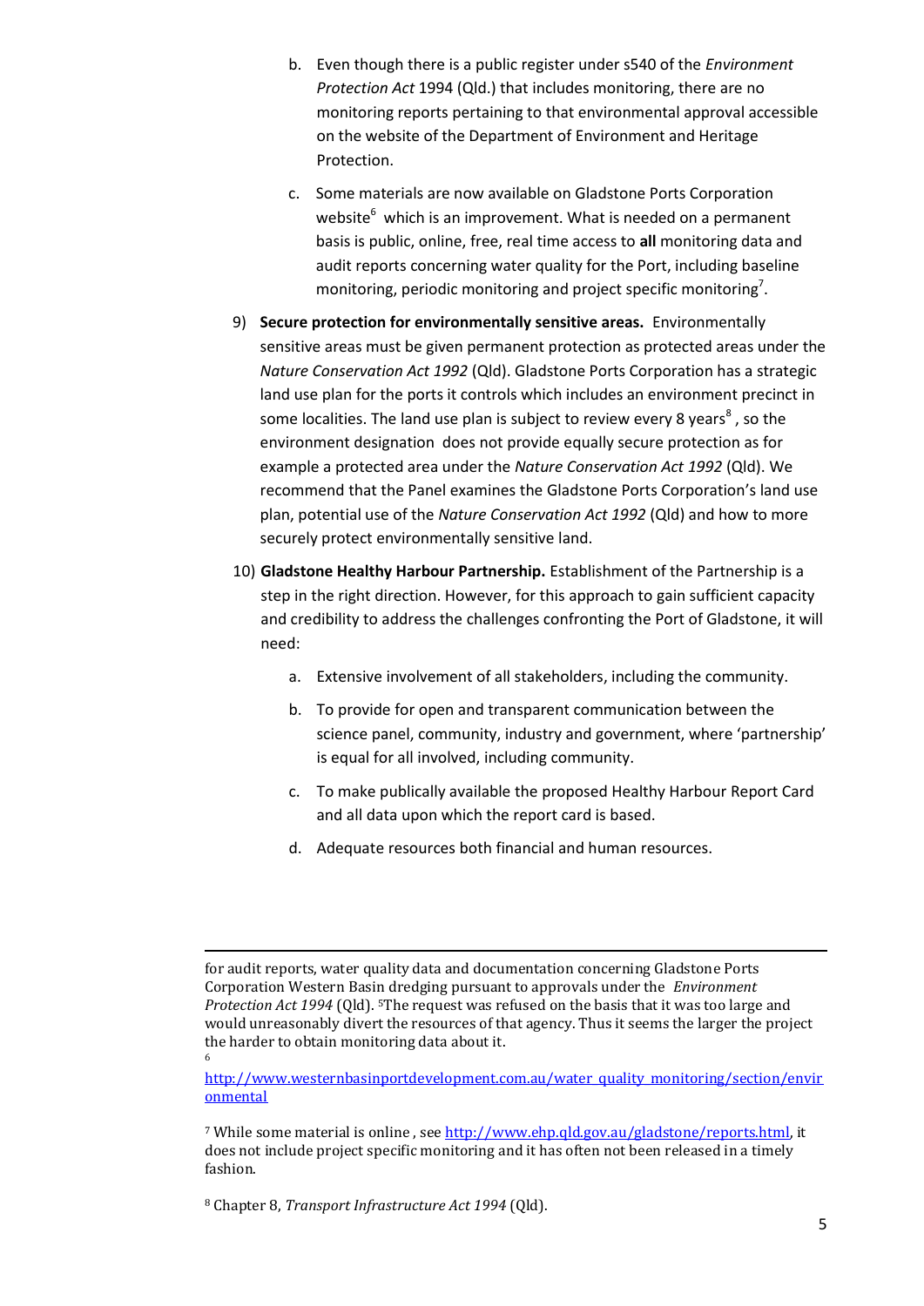b. Even though there is a public register under s540 of the *Environment Protection Act* 1994 (Qld.) that includes monitoring, there are no monitoring reports pertaining to that environmental approval accessible on the website of the Department of Environment and Heritage Protection.

c. Some materials are now available on Gladstone Ports Corporation website[6] which is an improvement. What is needed on a permanent basis is public, online, free, real time access to **all** monitoring data and audit reports concerning water quality for the Port, including baseline monitoring, periodic monitoring and project specific monitoring[7].

9) **Secure protection for environmentally sensitive areas.** Environmentally sensitive areas must be given permanent protection as protected areas under the *Nature Conservation Act 1992* (Qld). Gladstone Ports Corporation has a strategic land use plan for the ports it controls which includes an environment precinct in some localities. The land use plan is subject to review every 8 years[8], so the environment designation does not provide equally secure protection as for example a protected area under the *Nature Conservation Act 1992* (Qld). We recommend that the Panel examines the Gladstone Ports Corporation's land use plan, potential use of the *Nature Conservation Act 1992* (Qld) and how to more securely protect environmentally sensitive land.

10) **Gladstone Healthy Harbour Partnership.** Establishment of the Partnership is a step in the right direction. However, for this approach to gain sufficient capacity and credibility to address the challenges confronting the Port of Gladstone, it will need:

   a. Extensive involvement of all stakeholders, including the community.

   b. To provide for open and transparent communication between the science panel, community, industry and government, where 'partnership' is equal for all involved, including community.

   c. To make publically available the proposed Healthy Harbour Report Card and all data upon which the report card is based.

   d. Adequate resources both financial and human resources.

---

for audit reports, water quality data and documentation concerning Gladstone Ports Corporation Western Basin dredging pursuant to approvals under the *Environment Protection Act 1994* (Qld). [5]The request was refused on the basis that it was too large and would unreasonably divert the resources of that agency. Thus it seems the larger the project the harder to obtain monitoring data about it.

[6] http://www.westernbasinportdevelopment.com.au/water_quality_monitoring/section/environmental

[7] While some material is online , see http://www.ehp.qld.gov.au/gladstone/reports.html, it does not include project specific monitoring and it has often not been released in a timely fashion.

[8] Chapter 8, *Transport Infrastructure Act 1994* (Qld).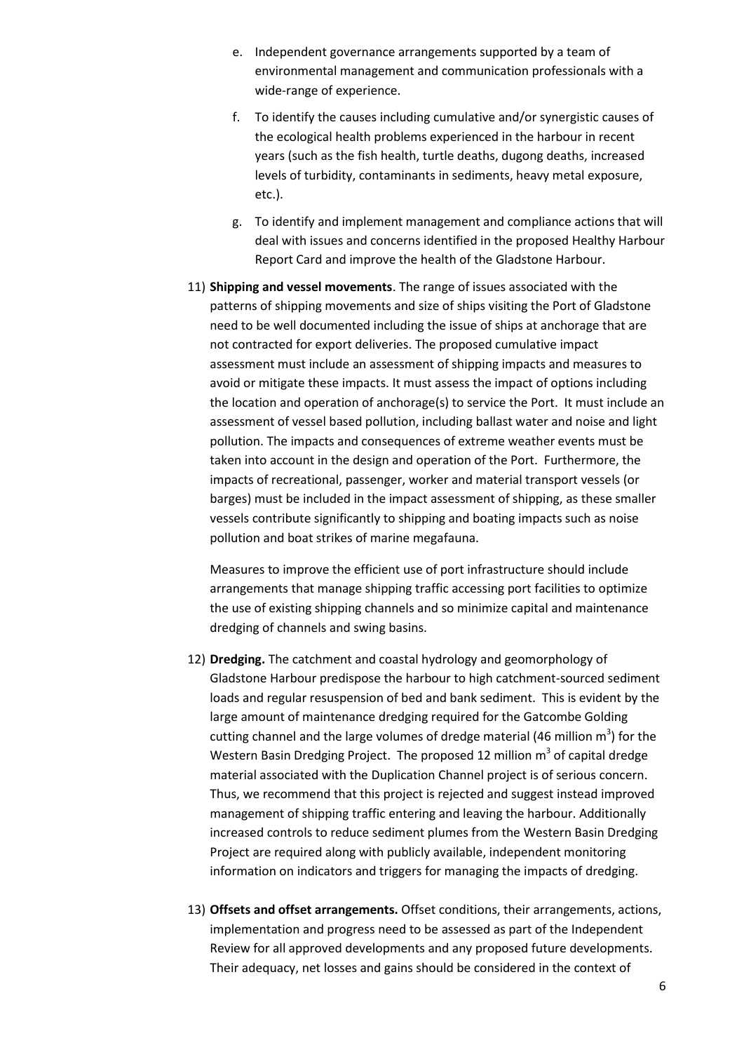e. Independent governance arrangements supported by a team of environmental management and communication professionals with a wide-range of experience.

   f. To identify the causes including cumulative and/or synergistic causes of the ecological health problems experienced in the harbour in recent years (such as the fish health, turtle deaths, dugong deaths, increased levels of turbidity, contaminants in sediments, heavy metal exposure, etc.).

   g. To identify and implement management and compliance actions that will deal with issues and concerns identified in the proposed Healthy Harbour Report Card and improve the health of the Gladstone Harbour.

11) **Shipping and vessel movements**. The range of issues associated with the patterns of shipping movements and size of ships visiting the Port of Gladstone need to be well documented including the issue of ships at anchorage that are not contracted for export deliveries. The proposed cumulative impact assessment must include an assessment of shipping impacts and measures to avoid or mitigate these impacts. It must assess the impact of options including the location and operation of anchorage(s) to service the Port. It must include an assessment of vessel based pollution, including ballast water and noise and light pollution. The impacts and consequences of extreme weather events must be taken into account in the design and operation of the Port. Furthermore, the impacts of recreational, passenger, worker and material transport vessels (or barges) must be included in the impact assessment of shipping, as these smaller vessels contribute significantly to shipping and boating impacts such as noise pollution and boat strikes of marine megafauna.

    Measures to improve the efficient use of port infrastructure should include arrangements that manage shipping traffic accessing port facilities to optimize the use of existing shipping channels and so minimize capital and maintenance dredging of channels and swing basins.

12) **Dredging.** The catchment and coastal hydrology and geomorphology of Gladstone Harbour predispose the harbour to high catchment-sourced sediment loads and regular resuspension of bed and bank sediment. This is evident by the large amount of maintenance dredging required for the Gatcombe Golding cutting channel and the large volumes of dredge material (46 million $m^3$) for the Western Basin Dredging Project. The proposed 12 million $m^3$ of capital dredge material associated with the Duplication Channel project is of serious concern. Thus, we recommend that this project is rejected and suggest instead improved management of shipping traffic entering and leaving the harbour. Additionally increased controls to reduce sediment plumes from the Western Basin Dredging Project are required along with publicly available, independent monitoring information on indicators and triggers for managing the impacts of dredging.

13) **Offsets and offset arrangements.** Offset conditions, their arrangements, actions, implementation and progress need to be assessed as part of the Independent Review for all approved developments and any proposed future developments. Their adequacy, net losses and gains should be considered in the context of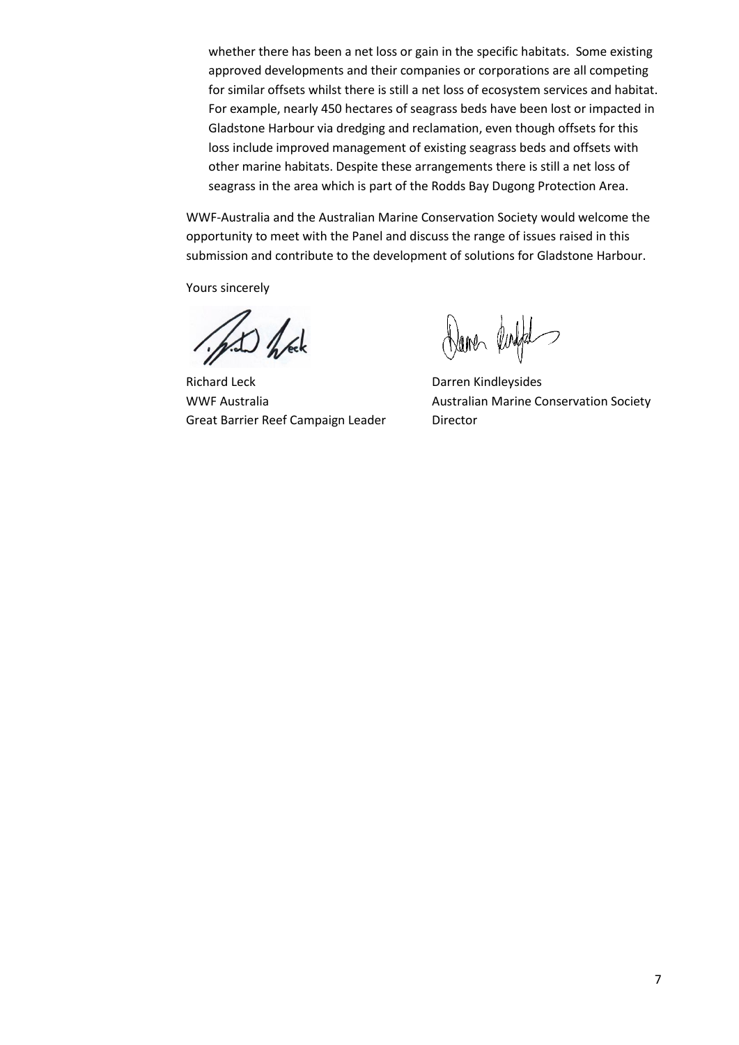whether there has been a net loss or gain in the specific habitats. Some existing approved developments and their companies or corporations are all competing for similar offsets whilst there is still a net loss of ecosystem services and habitat. For example, nearly 450 hectares of seagrass beds have been lost or impacted in Gladstone Harbour via dredging and reclamation, even though offsets for this loss include improved management of existing seagrass beds and offsets with other marine habitats. Despite these arrangements there is still a net loss of seagrass in the area which is part of the Rodds Bay Dugong Protection Area.

WWF-Australia and the Australian Marine Conservation Society would welcome the opportunity to meet with the Panel and discuss the range of issues raised in this submission and contribute to the development of solutions for Gladstone Harbour.

Yours sincerely

Richard Leck
WWF Australia
Great Barrier Reef Campaign Leader

Darren Kindleysides
Australian Marine Conservation Society
Director